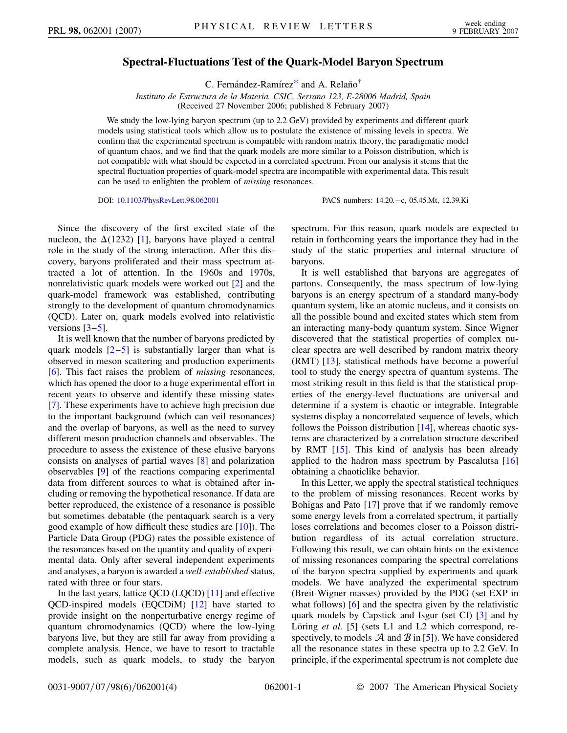# Spectral-Fluctuations Test of the Quark-Model Baryon Spectrum

C. Fernández-Ramírez* and A. Relaño†

*Instituto de Estructura de la Materia, CSIC, Serrano 123, E-28006 Madrid, Spain*
(Received 27 November 2006; published 8 February 2007)

We study the low-lying baryon spectrum (up to 2.2 GeV) provided by experiments and different quark models using statistical tools which allow us to postulate the existence of missing levels in spectra. We confirm that the experimental spectrum is compatible with random matrix theory, the paradigmatic model of quantum chaos, and we find that the quark models are more similar to a Poisson distribution, which is not compatible with what should be expected in a correlated spectrum. From our analysis it stems that the spectral fluctuation properties of quark-model spectra are incompatible with experimental data. This result can be used to enlighten the problem of *missing* resonances.

DOI: 10.1103/PhysRevLett.98.062001    PACS numbers: 14.20.−c, 05.45.Mt, 12.39.Ki

Since the discovery of the first excited state of the nucleon, the $\Delta(1232)$ [1], baryons have played a central role in the study of the strong interaction. After this discovery, baryons proliferated and their mass spectrum attracted a lot of attention. In the 1960s and 1970s, nonrelativistic quark models were worked out [2] and the quark-model framework was established, contributing strongly to the development of quantum chromodynamics (QCD). Later on, quark models evolved into relativistic versions [3–5].

It is well known that the number of baryons predicted by quark models [2–5] is substantially larger than what is observed in meson scattering and production experiments [6]. This fact raises the problem of *missing* resonances, which has opened the door to a huge experimental effort in recent years to observe and identify these missing states [7]. These experiments have to achieve high precision due to the important background (which can veil resonances) and the overlap of baryons, as well as the need to survey different meson production channels and observables. The procedure to assess the existence of these elusive baryons consists on analyses of partial waves [8] and polarization observables [9] of the reactions comparing experimental data from different sources to what is obtained after including or removing the hypothetical resonance. If data are better reproduced, the existence of a resonance is possible but sometimes debatable (the pentaquark search is a very good example of how difficult these studies are [10]). The Particle Data Group (PDG) rates the possible existence of the resonances based on the quantity and quality of experimental data. Only after several independent experiments and analyses, a baryon is awarded a *well-established* status, rated with three or four stars.

In the last years, lattice QCD (LQCD) [11] and effective QCD-inspired models (EQCDiM) [12] have started to provide insight on the nonperturbative energy regime of quantum chromodynamics (QCD) where the low-lying baryons live, but they are still far away from providing a complete analysis. Hence, we have to resort to tractable models, such as quark models, to study the baryon spectrum. For this reason, quark models are expected to retain in forthcoming years the importance they had in the study of the static properties and internal structure of baryons.

It is well established that baryons are aggregates of partons. Consequently, the mass spectrum of low-lying baryons is an energy spectrum of a standard many-body quantum system, like an atomic nucleus, and it consists on all the possible bound and excited states which stem from an interacting many-body quantum system. Since Wigner discovered that the statistical properties of complex nuclear spectra are well described by random matrix theory (RMT) [13], statistical methods have become a powerful tool to study the energy spectra of quantum systems. The most striking result in this field is that the statistical properties of the energy-level fluctuations are universal and determine if a system is chaotic or integrable. Integrable systems display a noncorrelated sequence of levels, which follows the Poisson distribution [14], whereas chaotic systems are characterized by a correlation structure described by RMT [15]. This kind of analysis has been already applied to the hadron mass spectrum by Pascalutsa [16] obtaining a chaoticlike behavior.

In this Letter, we apply the spectral statistical techniques to the problem of missing resonances. Recent works by Bohigas and Pato [17] prove that if we randomly remove some energy levels from a correlated spectrum, it partially loses correlations and becomes closer to a Poisson distribution regardless of its actual correlation structure. Following this result, we can obtain hints on the existence of missing resonances comparing the spectral correlations of the baryon spectra supplied by experiments and quark models. We have analyzed the experimental spectrum (Breit-Wigner masses) provided by the PDG (set EXP in what follows) [6] and the spectra given by the relativistic quark models by Capstick and Isgur (set CI) [3] and by Löring *et al.* [5] (sets L1 and L2 which correspond, respectively, to models $\mathcal{A}$ and $\mathcal{B}$ in [5]). We have considered all the resonance states in these spectra up to 2.2 GeV. In principle, if the experimental spectrum is not complete due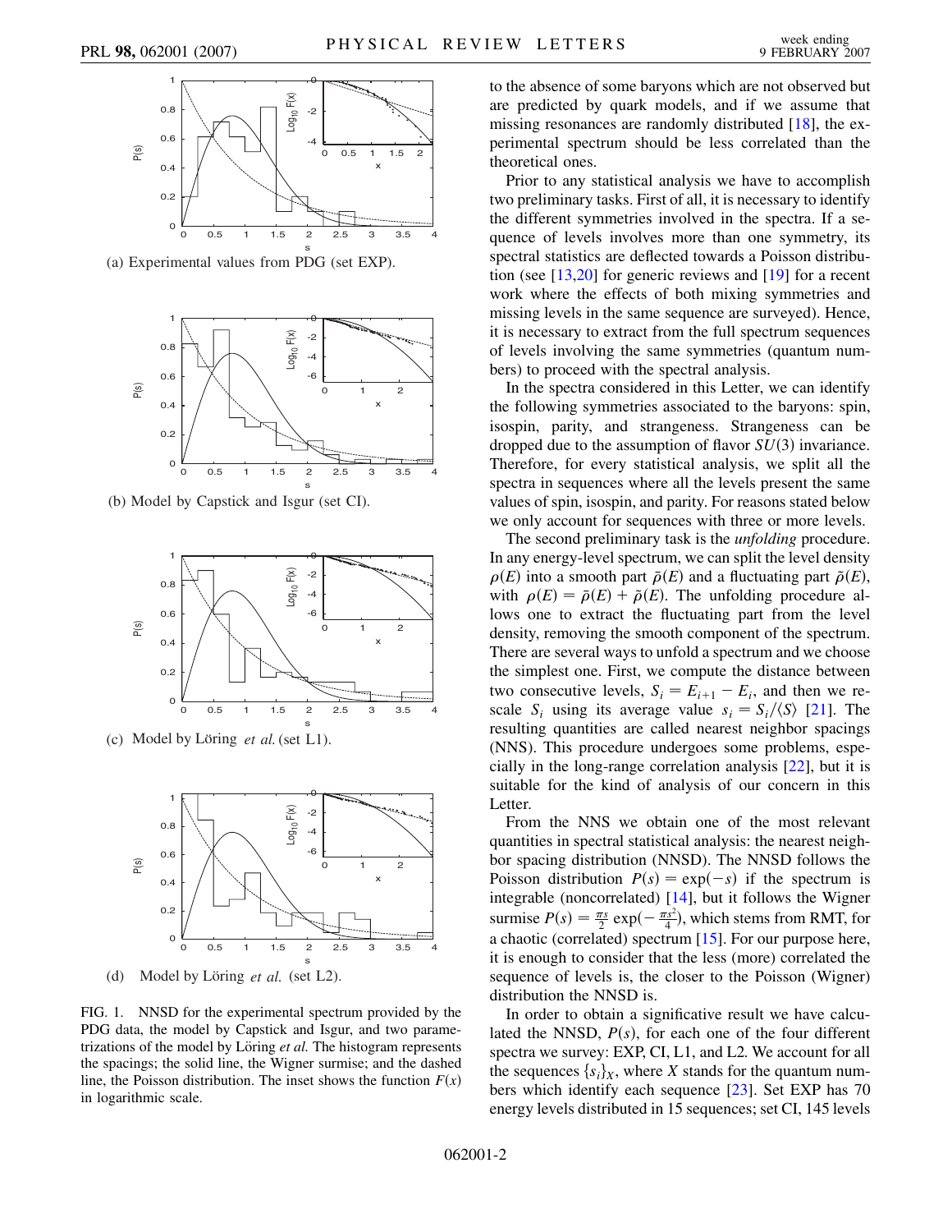(a) Experimental values from PDG (set EXP).

(b) Model by Capstick and Isgur (set CI).

(c) Model by Löring *et al.* (set L1).

(d) Model by Löring *et al.* (set L2).

FIG. 1. NNSD for the experimental spectrum provided by the PDG data, the model by Capstick and Isgur, and two parametrizations of the model by Löring *et al.* The histogram represents the spacings; the solid line, the Wigner surmise; and the dashed line, the Poisson distribution. The inset shows the function $F(x)$ in logarithmic scale.

to the absence of some baryons which are not observed but are predicted by quark models, and if we assume that missing resonances are randomly distributed [18], the experimental spectrum should be less correlated than the theoretical ones.

Prior to any statistical analysis we have to accomplish two preliminary tasks. First of all, it is necessary to identify the different symmetries involved in the spectra. If a sequence of levels involves more than one symmetry, its spectral statistics are deflected towards a Poisson distribution (see [13,20] for generic reviews and [19] for a recent work where the effects of both mixing symmetries and missing levels in the same sequence are surveyed). Hence, it is necessary to extract from the full spectrum sequences of levels involving the same symmetries (quantum numbers) to proceed with the spectral analysis.

In the spectra considered in this Letter, we can identify the following symmetries associated to the baryons: spin, isospin, parity, and strangeness. Strangeness can be dropped due to the assumption of flavor $SU(3)$ invariance. Therefore, for every statistical analysis, we split all the spectra in sequences where all the levels present the same values of spin, isospin, and parity. For reasons stated below we only account for sequences with three or more levels.

The second preliminary task is the *unfolding* procedure. In any energy-level spectrum, we can split the level density $\rho(E)$ into a smooth part $\bar{\rho}(E)$ and a fluctuating part $\tilde{\rho}(E)$, with $\rho(E) = \bar{\rho}(E) + \tilde{\rho}(E)$. The unfolding procedure allows one to extract the fluctuating part from the level density, removing the smooth component of the spectrum. There are several ways to unfold a spectrum and we choose the simplest one. First, we compute the distance between two consecutive levels, $S_i = E_{i+1} - E_i$, and then we rescale $S_i$ using its average value $s_i = S_i/\langle S \rangle$ [21]. The resulting quantities are called nearest neighbor spacings (NNS). This procedure undergoes some problems, especially in the long-range correlation analysis [22], but it is suitable for the kind of analysis of our concern in this Letter.

From the NNS we obtain one of the most relevant quantities in spectral statistical analysis: the nearest neighbor spacing distribution (NNSD). The NNSD follows the Poisson distribution $P(s) = \exp(-s)$ if the spectrum is integrable (noncorrelated) [14], but it follows the Wigner surmise $P(s) = \frac{\pi s}{2} \exp(-\frac{\pi s^2}{4})$, which stems from RMT, for a chaotic (correlated) spectrum [15]. For our purpose here, it is enough to consider that the less (more) correlated the sequence of levels is, the closer to the Poisson (Wigner) distribution the NNSD is.

In order to obtain a significative result we have calculated the NNSD, $P(s)$, for each one of the four different spectra we survey: EXP, CI, L1, and L2. We account for all the sequences $\{s_i\}_X$, where $X$ stands for the quantum numbers which identify each sequence [23]. Set EXP has 70 energy levels distributed in 15 sequences; set CI, 145 levels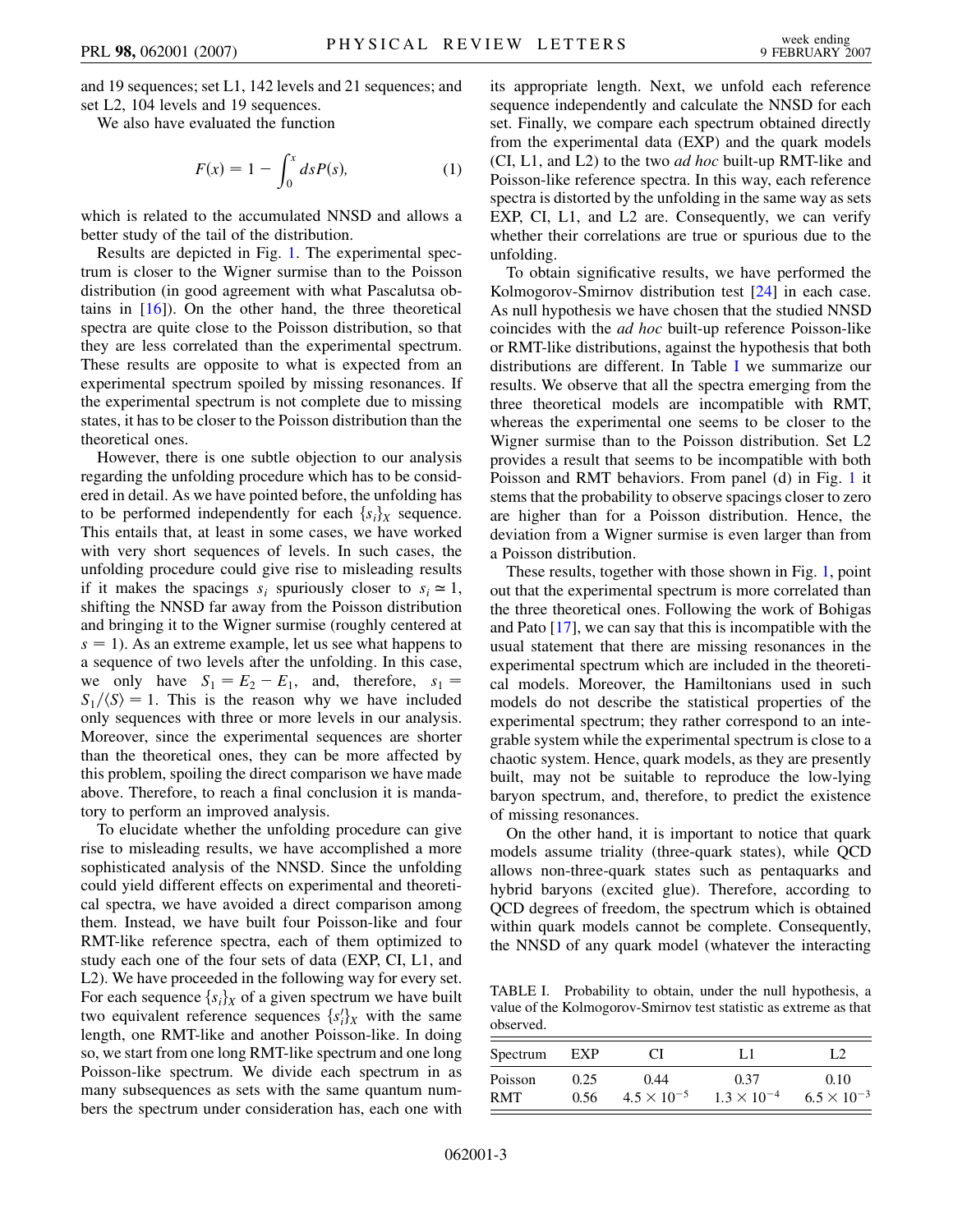and 19 sequences; set L1, 142 levels and 21 sequences; and set L2, 104 levels and 19 sequences.

We also have evaluated the function

$$F(x) = 1 - \int_0^x ds P(s), \tag{1}$$

which is related to the accumulated NNSD and allows a better study of the tail of the distribution.

Results are depicted in Fig. 1. The experimental spectrum is closer to the Wigner surmise than to the Poisson distribution (in good agreement with what Pascalutsa obtains in [16]). On the other hand, the three theoretical spectra are quite close to the Poisson distribution, so that they are less correlated than the experimental spectrum. These results are opposite to what is expected from an experimental spectrum spoiled by missing resonances. If the experimental spectrum is not complete due to missing states, it has to be closer to the Poisson distribution than the theoretical ones.

However, there is one subtle objection to our analysis regarding the unfolding procedure which has to be considered in detail. As we have pointed before, the unfolding has to be performed independently for each $\{s_i\}_X$ sequence. This entails that, at least in some cases, we have worked with very short sequences of levels. In such cases, the unfolding procedure could give rise to misleading results if it makes the spacings $s_i$ spuriously closer to $s_i \simeq 1$, shifting the NNSD far away from the Poisson distribution and bringing it to the Wigner surmise (roughly centered at $s = 1$). As an extreme example, let us see what happens to a sequence of two levels after the unfolding. In this case, we only have $S_1 = E_2 - E_1$, and, therefore, $s_1 = S_1/\langle S \rangle = 1$. This is the reason why we have included only sequences with three or more levels in our analysis. Moreover, since the experimental sequences are shorter than the theoretical ones, they can be more affected by this problem, spoiling the direct comparison we have made above. Therefore, to reach a final conclusion it is mandatory to perform an improved analysis.

To elucidate whether the unfolding procedure can give rise to misleading results, we have accomplished a more sophisticated analysis of the NNSD. Since the unfolding could yield different effects on experimental and theoretical spectra, we have avoided a direct comparison among them. Instead, we have built four Poisson-like and four RMT-like reference spectra, each of them optimized to study each one of the four sets of data (EXP, CI, L1, and L2). We have proceeded in the following way for every set. For each sequence $\{s_i\}_X$ of a given spectrum we have built two equivalent reference sequences $\{s_i'\}_X$ with the same length, one RMT-like and another Poisson-like. In doing so, we start from one long RMT-like spectrum and one long Poisson-like spectrum. We divide each spectrum in as many subsequences as sets with the same quantum numbers the spectrum under consideration has, each one with its appropriate length. Next, we unfold each reference sequence independently and calculate the NNSD for each set. Finally, we compare each spectrum obtained directly from the experimental data (EXP) and the quark models (CI, L1, and L2) to the two *ad hoc* built-up RMT-like and Poisson-like reference spectra. In this way, each reference spectra is distorted by the unfolding in the same way as sets EXP, CI, L1, and L2 are. Consequently, we can verify whether their correlations are true or spurious due to the unfolding.

To obtain significative results, we have performed the Kolmogorov-Smirnov distribution test [24] in each case. As null hypothesis we have chosen that the studied NNSD coincides with the *ad hoc* built-up reference Poisson-like or RMT-like distributions, against the hypothesis that both distributions are different. In Table I we summarize our results. We observe that all the spectra emerging from the three theoretical models are incompatible with RMT, whereas the experimental one seems to be closer to the Wigner surmise than to the Poisson distribution. Set L2 provides a result that seems to be incompatible with both Poisson and RMT behaviors. From panel (d) in Fig. 1 it stems that the probability to observe spacings closer to zero are higher than for a Poisson distribution. Hence, the deviation from a Wigner surmise is even larger than from a Poisson distribution.

These results, together with those shown in Fig. 1, point out that the experimental spectrum is more correlated than the three theoretical ones. Following the work of Bohigas and Pato [17], we can say that this is incompatible with the usual statement that there are missing resonances in the experimental spectrum which are included in the theoretical models. Moreover, the Hamiltonians used in such models do not describe the statistical properties of the experimental spectrum; they rather correspond to an integrable system while the experimental spectrum is close to a chaotic system. Hence, quark models, as they are presently built, may not be suitable to reproduce the low-lying baryon spectrum, and, therefore, to predict the existence of missing resonances.

On the other hand, it is important to notice that quark models assume triality (three-quark states), while QCD allows non-three-quark states such as pentaquarks and hybrid baryons (excited glue). Therefore, according to QCD degrees of freedom, the spectrum which is obtained within quark models cannot be complete. Consequently, the NNSD of any quark model (whatever the interacting

TABLE I. Probability to obtain, under the null hypothesis, a value of the Kolmogorov-Smirnov test statistic as extreme as that observed.

| Spectrum | EXP | CI | L1 | L2 |
|---|---|---|---|---|
| Poisson | 0.25 | 0.44 | 0.37 | 0.10 |
| RMT | 0.56 | $4.5 \times 10^{-5}$ | $1.3 \times 10^{-4}$ | $6.5 \times 10^{-3}$ |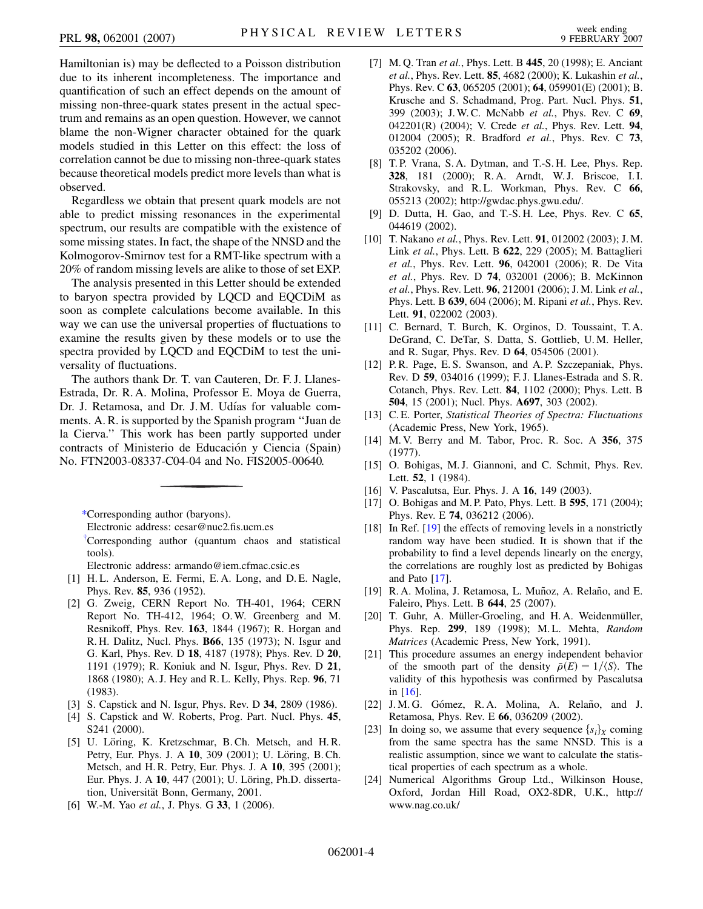Hamiltonian is) may be deflected to a Poisson distribution due to its inherent incompleteness. The importance and quantification of such an effect depends on the amount of missing non-three-quark states present in the actual spectrum and remains as an open question. However, we cannot blame the non-Wigner character obtained for the quark models studied in this Letter on this effect: the loss of correlation cannot be due to missing non-three-quark states because theoretical models predict more levels than what is observed.

Regardless we obtain that present quark models are not able to predict missing resonances in the experimental spectrum, our results are compatible with the existence of some missing states. In fact, the shape of the NNSD and the Kolmogorov-Smirnov test for a RMT-like spectrum with a 20% of random missing levels are alike to those of set EXP.

The analysis presented in this Letter should be extended to baryon spectra provided by LQCD and EQCDiM as soon as complete calculations become available. In this way we can use the universal properties of fluctuations to examine the results given by these models or to use the spectra provided by LQCD and EQCDiM to test the universality of fluctuations.

The authors thank Dr. T. van Cauteren, Dr. F. J. Llanes-Estrada, Dr. R. A. Molina, Professor E. Moya de Guerra, Dr. J. Retamosa, and Dr. J. M. Udías for valuable comments. A. R. is supported by the Spanish program ''Juan de la Cierva.'' This work has been partly supported under contracts of Ministerio de Educación y Ciencia (Spain) No. FTN2003-08337-C04-04 and No. FIS2005-00640.

---

*Corresponding author (baryons).
Electronic address: cesar@nuc2.fis.ucm.es

†Corresponding author (quantum chaos and statistical tools).
Electronic address: armando@iem.cfmac.csic.es

[1] H. L. Anderson, E. Fermi, E. A. Long, and D. E. Nagle, Phys. Rev. **85**, 936 (1952).

[2] G. Zweig, CERN Report No. TH-401, 1964; CERN Report No. TH-412, 1964; O. W. Greenberg and M. Resnikoff, Phys. Rev. **163**, 1844 (1967); R. Horgan and R. H. Dalitz, Nucl. Phys. **B66**, 135 (1973); N. Isgur and G. Karl, Phys. Rev. D **18**, 4187 (1978); Phys. Rev. D **20**, 1191 (1979); R. Koniuk and N. Isgur, Phys. Rev. D **21**, 1868 (1980); A. J. Hey and R. L. Kelly, Phys. Rep. **96**, 71 (1983).

[3] S. Capstick and N. Isgur, Phys. Rev. D **34**, 2809 (1986).

[4] S. Capstick and W. Roberts, Prog. Part. Nucl. Phys. **45**, S241 (2000).

[5] U. Löring, K. Kretzschmar, B. Ch. Metsch, and H. R. Petry, Eur. Phys. J. A **10**, 309 (2001); U. Löring, B. Ch. Metsch, and H. R. Petry, Eur. Phys. J. A **10**, 395 (2001); Eur. Phys. J. A **10**, 447 (2001); U. Löring, Ph.D. dissertation, Universität Bonn, Germany, 2001.

[6] W.-M. Yao *et al.*, J. Phys. G **33**, 1 (2006).

[7] M. Q. Tran *et al.*, Phys. Lett. B **445**, 20 (1998); E. Anciant *et al.*, Phys. Rev. Lett. **85**, 4682 (2000); K. Lukashin *et al.*, Phys. Rev. C **63**, 065205 (2001); **64**, 059901(E) (2001); B. Krusche and S. Schadmand, Prog. Part. Nucl. Phys. **51**, 399 (2003); J. W. C. McNabb *et al.*, Phys. Rev. C **69**, 042201(R) (2004); V. Crede *et al.*, Phys. Rev. Lett. **94**, 012004 (2005); R. Bradford *et al.*, Phys. Rev. C **73**, 035202 (2006).

[8] T. P. Vrana, S. A. Dytman, and T.-S. H. Lee, Phys. Rep. **328**, 181 (2000); R. A. Arndt, W. J. Briscoe, I. I. Strakovsky, and R. L. Workman, Phys. Rev. C **66**, 055213 (2002); http://gwdac.phys.gwu.edu/.

[9] D. Dutta, H. Gao, and T.-S. H. Lee, Phys. Rev. C **65**, 044619 (2002).

[10] T. Nakano *et al.*, Phys. Rev. Lett. **91**, 012002 (2003); J. M. Link *et al.*, Phys. Lett. B **622**, 229 (2005); M. Battaglieri *et al.*, Phys. Rev. Lett. **96**, 042001 (2006); R. De Vita *et al.*, Phys. Rev. D **74**, 032001 (2006); B. McKinnon *et al.*, Phys. Rev. Lett. **96**, 212001 (2006); J. M. Link *et al.*, Phys. Lett. B **639**, 604 (2006); M. Ripani *et al.*, Phys. Rev. Lett. **91**, 022002 (2003).

[11] C. Bernard, T. Burch, K. Orginos, D. Toussaint, T. A. DeGrand, C. DeTar, S. Datta, S. Gottlieb, U. M. Heller, and R. Sugar, Phys. Rev. D **64**, 054506 (2001).

[12] P. R. Page, E. S. Swanson, and A. P. Szczepaniak, Phys. Rev. D **59**, 034016 (1999); F. J. Llanes-Estrada and S. R. Cotanch, Phys. Rev. Lett. **84**, 1102 (2000); Phys. Lett. B **504**, 15 (2001); Nucl. Phys. **A697**, 303 (2002).

[13] C. E. Porter, *Statistical Theories of Spectra: Fluctuations* (Academic Press, New York, 1965).

[14] M. V. Berry and M. Tabor, Proc. R. Soc. A **356**, 375 (1977).

[15] O. Bohigas, M. J. Giannoni, and C. Schmit, Phys. Rev. Lett. **52**, 1 (1984).

[16] V. Pascalutsa, Eur. Phys. J. A **16**, 149 (2003).

[17] O. Bohigas and M. P. Pato, Phys. Lett. B **595**, 171 (2004); Phys. Rev. E **74**, 036212 (2006).

[18] In Ref. [19] the effects of removing levels in a nonstrictly random way have been studied. It is shown that if the probability to find a level depends linearly on the energy, the correlations are roughly lost as predicted by Bohigas and Pato [17].

[19] R. A. Molina, J. Retamosa, L. Muñoz, A. Relaño, and E. Faleiro, Phys. Lett. B **644**, 25 (2007).

[20] T. Guhr, A. Müller-Groeling, and H. A. Weidenmüller, Phys. Rep. **299**, 189 (1998); M. L. Mehta, *Random Matrices* (Academic Press, New York, 1991).

[21] This procedure assumes an energy independent behavior of the smooth part of the density $\bar{\rho}(E) = 1/\langle S \rangle$. The validity of this hypothesis was confirmed by Pascalutsa in [16].

[22] J. M. G. Gómez, R. A. Molina, A. Relaño, and J. Retamosa, Phys. Rev. E **66**, 036209 (2002).

[23] In doing so, we assume that every sequence $\{s_i\}_X$ coming from the same spectra has the same NNSD. This is a realistic assumption, since we want to calculate the statistical properties of each spectrum as a whole.

[24] Numerical Algorithms Group Ltd., Wilkinson House, Oxford, Jordan Hill Road, OX2-8DR, U.K., http://www.nag.co.uk/